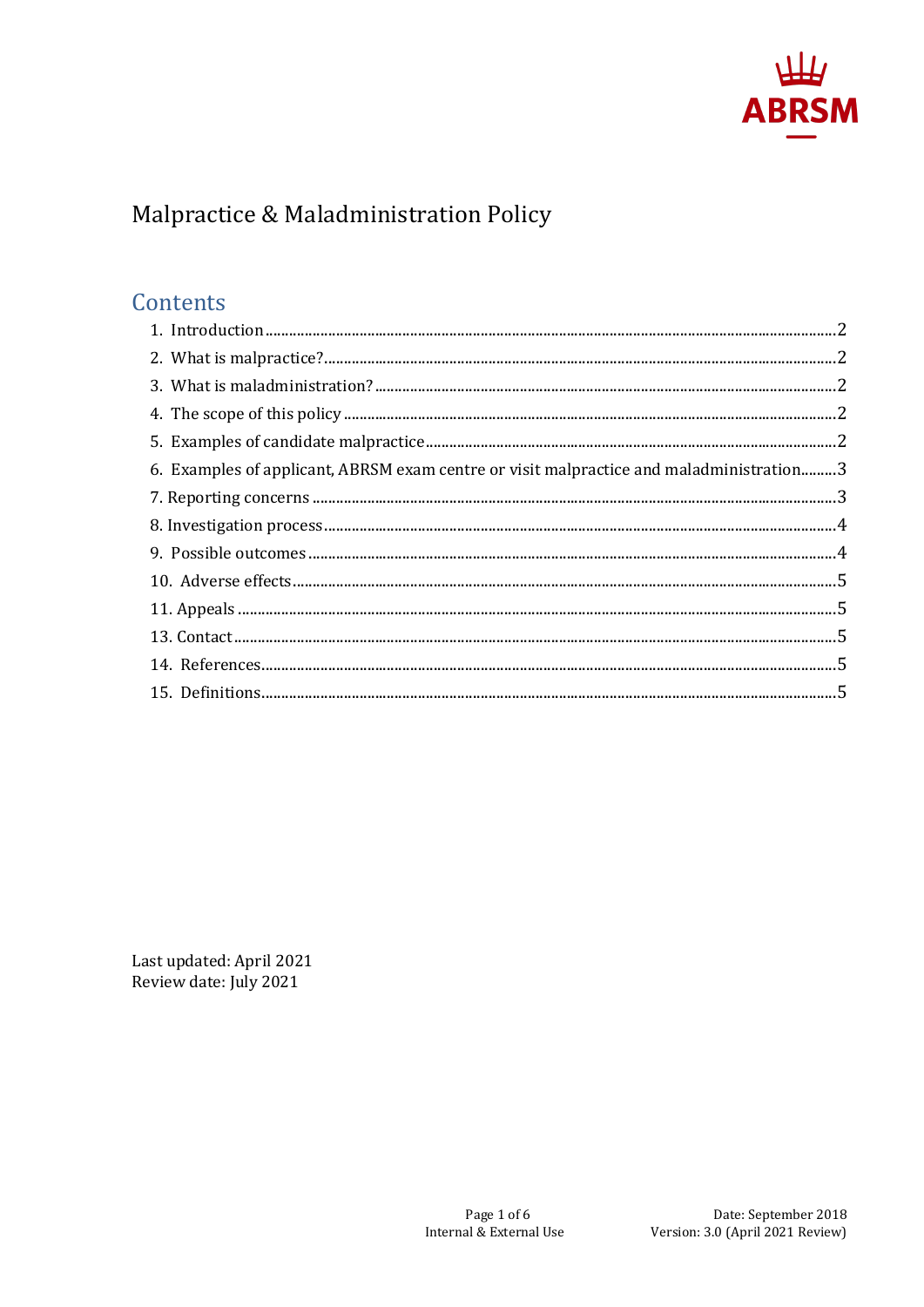# Malpractice & Maladministration Policy

## Contents

1. Introduction ..... 2
2. What is malpractice? ..... 2
3. What is maladministration? ..... 2
4. The scope of this policy ..... 2
5. Examples of candidate malpractice ..... 2
6. Examples of applicant, ABRSM exam centre or visit malpractice and maladministration ..... 3

7. Reporting concerns ..... 3

8. Investigation process ..... 4

9. Possible outcomes ..... 4

10. Adverse effects ..... 5

11. Appeals ..... 5

13. Contact ..... 5

14. References ..... 5

15. Definitions ..... 5

Last updated: April 2021
Review date: July 2021

Internal & External Use

Date: September 2018
Version: 3.0 (April 2021 Review)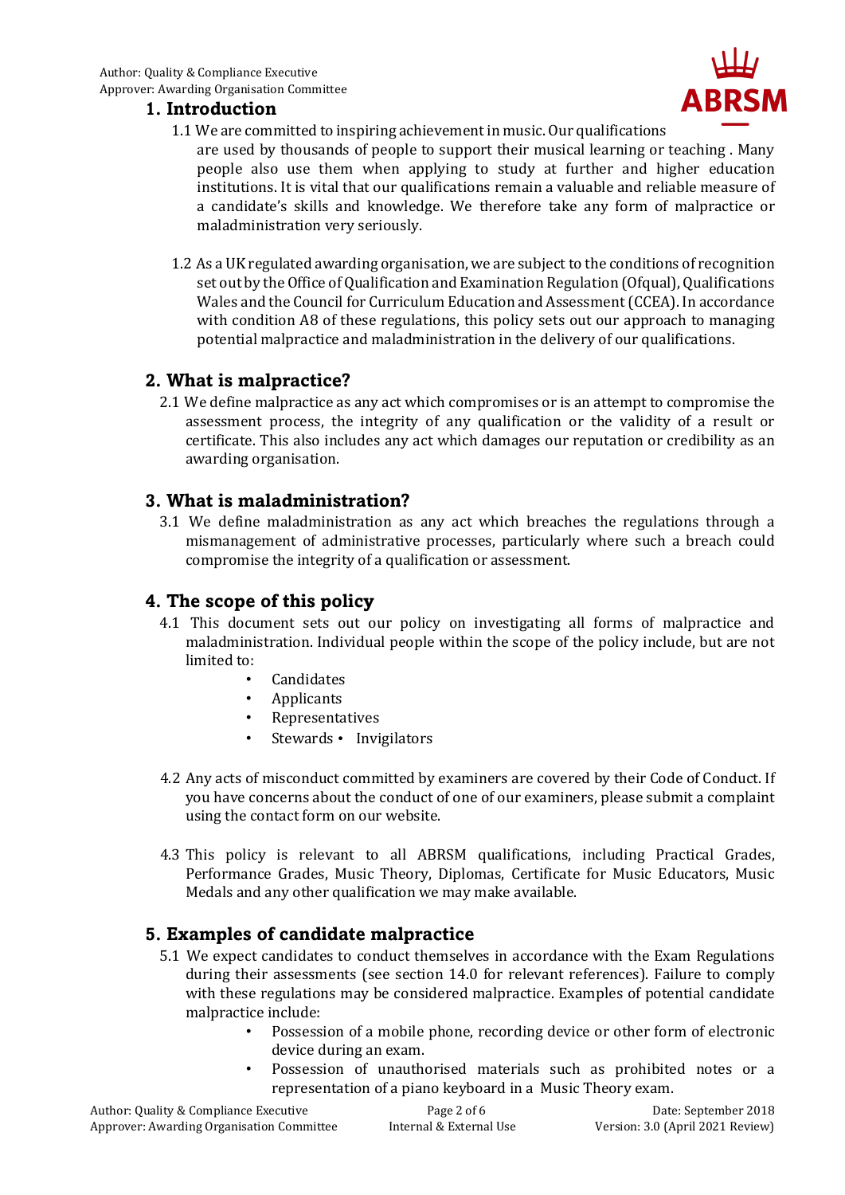## 1. Introduction

1.1 We are committed to inspiring achievement in music. Our qualifications are used by thousands of people to support their musical learning or teaching . Many people also use them when applying to study at further and higher education institutions. It is vital that our qualifications remain a valuable and reliable measure of a candidate's skills and knowledge. We therefore take any form of malpractice or maladministration very seriously.

1.2 As a UK regulated awarding organisation, we are subject to the conditions of recognition set out by the Office of Qualification and Examination Regulation (Ofqual), Qualifications Wales and the Council for Curriculum Education and Assessment (CCEA). In accordance with condition A8 of these regulations, this policy sets out our approach to managing potential malpractice and maladministration in the delivery of our qualifications.

## 2. What is malpractice?

2.1 We define malpractice as any act which compromises or is an attempt to compromise the assessment process, the integrity of any qualification or the validity of a result or certificate. This also includes any act which damages our reputation or credibility as an awarding organisation.

## 3. What is maladministration?

3.1 We define maladministration as any act which breaches the regulations through a mismanagement of administrative processes, particularly where such a breach could compromise the integrity of a qualification or assessment.

## 4. The scope of this policy

4.1 This document sets out our policy on investigating all forms of malpractice and maladministration. Individual people within the scope of the policy include, but are not limited to:

- Candidates
- Applicants
- Representatives
- Stewards
- Invigilators

4.2 Any acts of misconduct committed by examiners are covered by their Code of Conduct. If you have concerns about the conduct of one of our examiners, please submit a complaint using the contact form on our website.

4.3 This policy is relevant to all ABRSM qualifications, including Practical Grades, Performance Grades, Music Theory, Diplomas, Certificate for Music Educators, Music Medals and any other qualification we may make available.

## 5. Examples of candidate malpractice

5.1 We expect candidates to conduct themselves in accordance with the Exam Regulations during their assessments (see section 14.0 for relevant references). Failure to comply with these regulations may be considered malpractice. Examples of potential candidate malpractice include:

- Possession of a mobile phone, recording device or other form of electronic device during an exam.
- Possession of unauthorised materials such as prohibited notes or a representation of a piano keyboard in a Music Theory exam.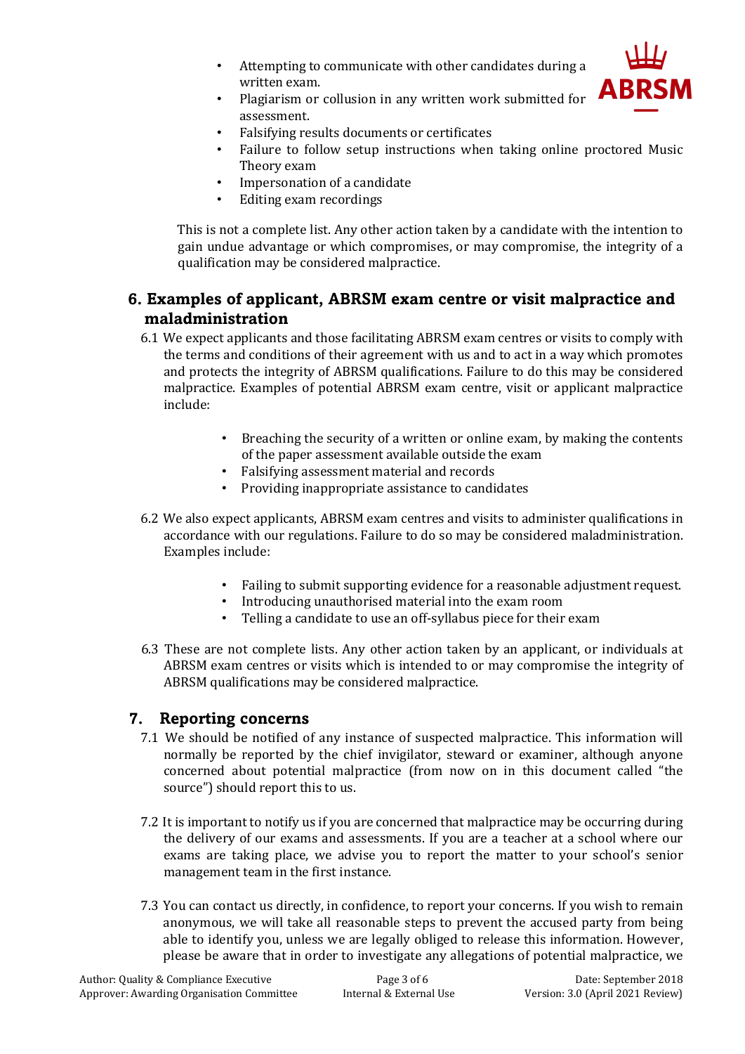- Attempting to communicate with other candidates during a written exam.
- Plagiarism or collusion in any written work submitted for assessment.
- Falsifying results documents or certificates
- Failure to follow setup instructions when taking online proctored Music Theory exam
- Impersonation of a candidate
- Editing exam recordings

This is not a complete list. Any other action taken by a candidate with the intention to gain undue advantage or which compromises, or may compromise, the integrity of a qualification may be considered malpractice.

## 6. Examples of applicant, ABRSM exam centre or visit malpractice and maladministration

6.1 We expect applicants and those facilitating ABRSM exam centres or visits to comply with the terms and conditions of their agreement with us and to act in a way which promotes and protects the integrity of ABRSM qualifications. Failure to do this may be considered malpractice. Examples of potential ABRSM exam centre, visit or applicant malpractice include:

- Breaching the security of a written or online exam, by making the contents of the paper assessment available outside the exam
- Falsifying assessment material and records
- Providing inappropriate assistance to candidates

6.2 We also expect applicants, ABRSM exam centres and visits to administer qualifications in accordance with our regulations. Failure to do so may be considered maladministration. Examples include:

- Failing to submit supporting evidence for a reasonable adjustment request.
- Introducing unauthorised material into the exam room
- Telling a candidate to use an off-syllabus piece for their exam

6.3 These are not complete lists. Any other action taken by an applicant, or individuals at ABRSM exam centres or visits which is intended to or may compromise the integrity of ABRSM qualifications may be considered malpractice.

## 7. Reporting concerns

7.1 We should be notified of any instance of suspected malpractice. This information will normally be reported by the chief invigilator, steward or examiner, although anyone concerned about potential malpractice (from now on in this document called "the source") should report this to us.

7.2 It is important to notify us if you are concerned that malpractice may be occurring during the delivery of our exams and assessments. If you are a teacher at a school where our exams are taking place, we advise you to report the matter to your school's senior management team in the first instance.

7.3 You can contact us directly, in confidence, to report your concerns. If you wish to remain anonymous, we will take all reasonable steps to prevent the accused party from being able to identify you, unless we are legally obliged to release this information. However, please be aware that in order to investigate any allegations of potential malpractice, we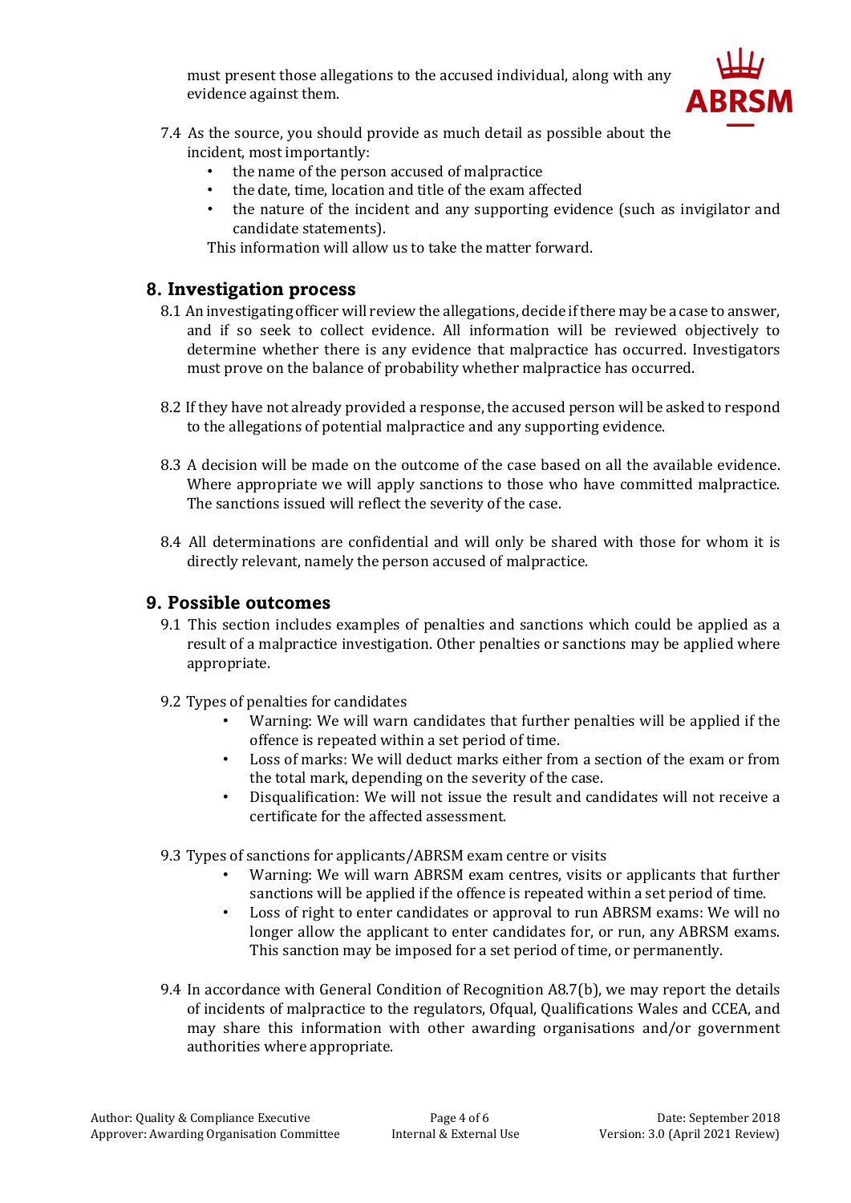must present those allegations to the accused individual, along with any evidence against them.

7.4 As the source, you should provide as much detail as possible about the incident, most importantly:
- the name of the person accused of malpractice
- the date, time, location and title of the exam affected
- the nature of the incident and any supporting evidence (such as invigilator and candidate statements).

This information will allow us to take the matter forward.

## 8. Investigation process

8.1 An investigating officer will review the allegations, decide if there may be a case to answer, and if so seek to collect evidence. All information will be reviewed objectively to determine whether there is any evidence that malpractice has occurred. Investigators must prove on the balance of probability whether malpractice has occurred.

8.2 If they have not already provided a response, the accused person will be asked to respond to the allegations of potential malpractice and any supporting evidence.

8.3 A decision will be made on the outcome of the case based on all the available evidence. Where appropriate we will apply sanctions to those who have committed malpractice. The sanctions issued will reflect the severity of the case.

8.4 All determinations are confidential and will only be shared with those for whom it is directly relevant, namely the person accused of malpractice.

## 9. Possible outcomes

9.1 This section includes examples of penalties and sanctions which could be applied as a result of a malpractice investigation. Other penalties or sanctions may be applied where appropriate.

9.2 Types of penalties for candidates
- Warning: We will warn candidates that further penalties will be applied if the offence is repeated within a set period of time.
- Loss of marks: We will deduct marks either from a section of the exam or from the total mark, depending on the severity of the case.
- Disqualification: We will not issue the result and candidates will not receive a certificate for the affected assessment.

9.3 Types of sanctions for applicants/ABRSM exam centre or visits
- Warning: We will warn ABRSM exam centres, visits or applicants that further sanctions will be applied if the offence is repeated within a set period of time.
- Loss of right to enter candidates or approval to run ABRSM exams: We will no longer allow the applicant to enter candidates for, or run, any ABRSM exams. This sanction may be imposed for a set period of time, or permanently.

9.4 In accordance with General Condition of Recognition A8.7(b), we may report the details of incidents of malpractice to the regulators, Ofqual, Qualifications Wales and CCEA, and may share this information with other awarding organisations and/or government authorities where appropriate.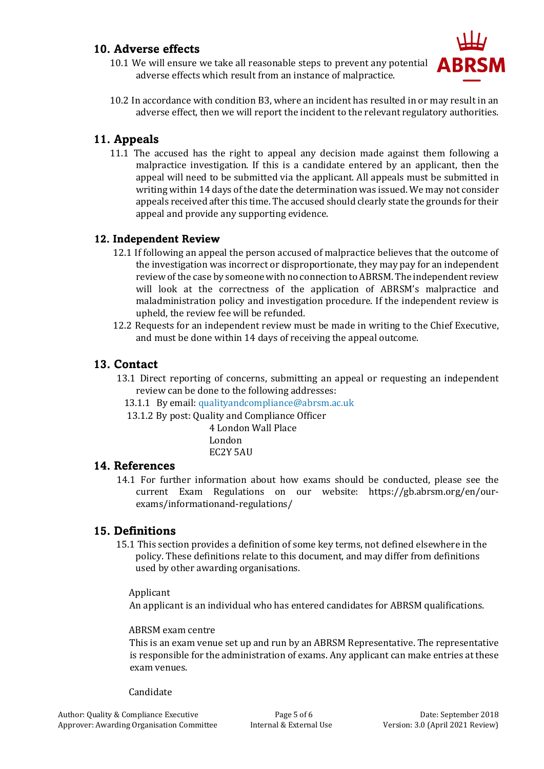## 10. Adverse effects

10.1 We will ensure we take all reasonable steps to prevent any potential adverse effects which result from an instance of malpractice.

10.2 In accordance with condition B3, where an incident has resulted in or may result in an adverse effect, then we will report the incident to the relevant regulatory authorities.

## 11. Appeals

11.1 The accused has the right to appeal any decision made against them following a malpractice investigation. If this is a candidate entered by an applicant, then the appeal will need to be submitted via the applicant. All appeals must be submitted in writing within 14 days of the date the determination was issued. We may not consider appeals received after this time. The accused should clearly state the grounds for their appeal and provide any supporting evidence.

## 12. Independent Review

12.1 If following an appeal the person accused of malpractice believes that the outcome of the investigation was incorrect or disproportionate, they may pay for an independent review of the case by someone with no connection to ABRSM. The independent review will look at the correctness of the application of ABRSM's malpractice and maladministration policy and investigation procedure. If the independent review is upheld, the review fee will be refunded.

12.2 Requests for an independent review must be made in writing to the Chief Executive, and must be done within 14 days of receiving the appeal outcome.

## 13. Contact

13.1 Direct reporting of concerns, submitting an appeal or requesting an independent review can be done to the following addresses:

13.1.1 By email: qualityandcompliance@abrsm.ac.uk

13.1.2 By post: Quality and Compliance Officer
4 London Wall Place
London
EC2Y 5AU

## 14. References

14.1 For further information about how exams should be conducted, please see the current Exam Regulations on our website: https://gb.abrsm.org/en/our-exams/informationand-regulations/

## 15. Definitions

15.1 This section provides a definition of some key terms, not defined elsewhere in the policy. These definitions relate to this document, and may differ from definitions used by other awarding organisations.

Applicant

An applicant is an individual who has entered candidates for ABRSM qualifications.

ABRSM exam centre

This is an exam venue set up and run by an ABRSM Representative. The representative is responsible for the administration of exams. Any applicant can make entries at these exam venues.

Candidate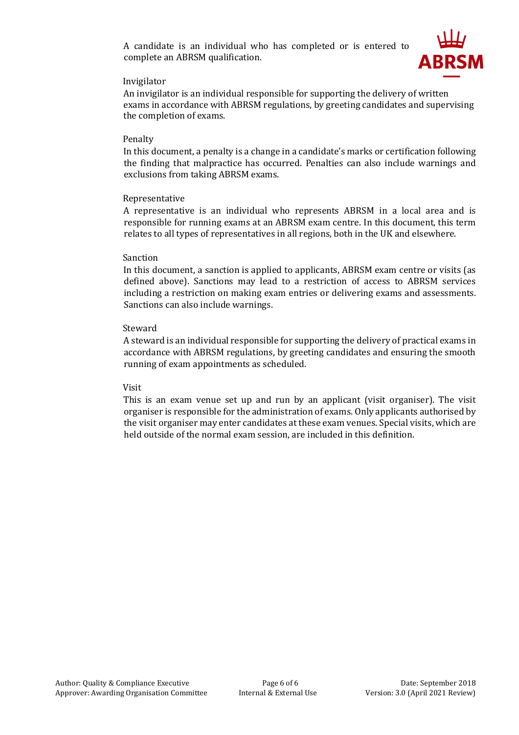A candidate is an individual who has completed or is entered to complete an ABRSM qualification.

Invigilator
An invigilator is an individual responsible for supporting the delivery of written exams in accordance with ABRSM regulations, by greeting candidates and supervising the completion of exams.

Penalty
In this document, a penalty is a change in a candidate's marks or certification following the finding that malpractice has occurred. Penalties can also include warnings and exclusions from taking ABRSM exams.

Representative
A representative is an individual who represents ABRSM in a local area and is responsible for running exams at an ABRSM exam centre. In this document, this term relates to all types of representatives in all regions, both in the UK and elsewhere.

Sanction
In this document, a sanction is applied to applicants, ABRSM exam centre or visits (as defined above). Sanctions may lead to a restriction of access to ABRSM services including a restriction on making exam entries or delivering exams and assessments. Sanctions can also include warnings.

Steward
A steward is an individual responsible for supporting the delivery of practical exams in accordance with ABRSM regulations, by greeting candidates and ensuring the smooth running of exam appointments as scheduled.

Visit
This is an exam venue set up and run by an applicant (visit organiser). The visit organiser is responsible for the administration of exams. Only applicants authorised by the visit organiser may enter candidates at these exam venues. Special visits, which are held outside of the normal exam session, are included in this definition.